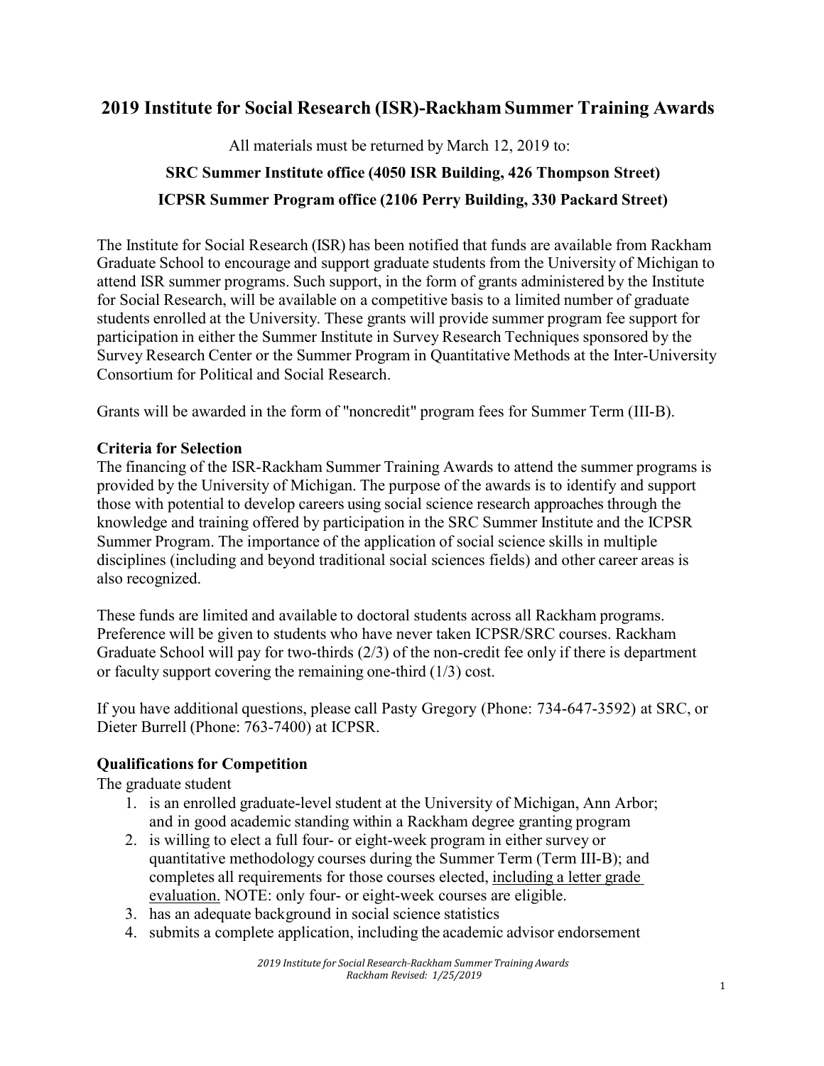# 2019 Institute for Social Research (ISR)-Rackham Summer Training Awards

All materials must be returned by March 12, 2019 to:

**SRC Summer Institute office (4050 ISR Building, 426 Thompson Street)**

**ICPSR Summer Program office (2106 Perry Building, 330 Packard Street)**

The Institute for Social Research (ISR) has been notified that funds are available from Rackham Graduate School to encourage and support graduate students from the University of Michigan to attend ISR summer programs. Such support, in the form of grants administered by the Institute for Social Research, will be available on a competitive basis to a limited number of graduate students enrolled at the University. These grants will provide summer program fee support for participation in either the Summer Institute in Survey Research Techniques sponsored by the Survey Research Center or the Summer Program in Quantitative Methods at the Inter-University Consortium for Political and Social Research.

Grants will be awarded in the form of "noncredit" program fees for Summer Term (III-B).

### Criteria for Selection

The financing of the ISR-Rackham Summer Training Awards to attend the summer programs is provided by the University of Michigan. The purpose of the awards is to identify and support those with potential to develop careers using social science research approaches through the knowledge and training offered by participation in the SRC Summer Institute and the ICPSR Summer Program. The importance of the application of social science skills in multiple disciplines (including and beyond traditional social sciences fields) and other career areas is also recognized.

These funds are limited and available to doctoral students across all Rackham programs. Preference will be given to students who have never taken ICPSR/SRC courses. Rackham Graduate School will pay for two-thirds (2/3) of the non-credit fee only if there is department or faculty support covering the remaining one-third (1/3) cost.

If you have additional questions, please call Pasty Gregory (Phone: 734-647-3592) at SRC, or Dieter Burrell (Phone: 763-7400) at ICPSR.

### Qualifications for Competition

The graduate student

1. is an enrolled graduate-level student at the University of Michigan, Ann Arbor; and in good academic standing within a Rackham degree granting program
2. is willing to elect a full four- or eight-week program in either survey or quantitative methodology courses during the Summer Term (Term III-B); and completes all requirements for those courses elected, <u>including a letter grade evaluation.</u> NOTE: only four- or eight-week courses are eligible.
3. has an adequate background in social science statistics
4. submits a complete application, including the academic advisor endorsement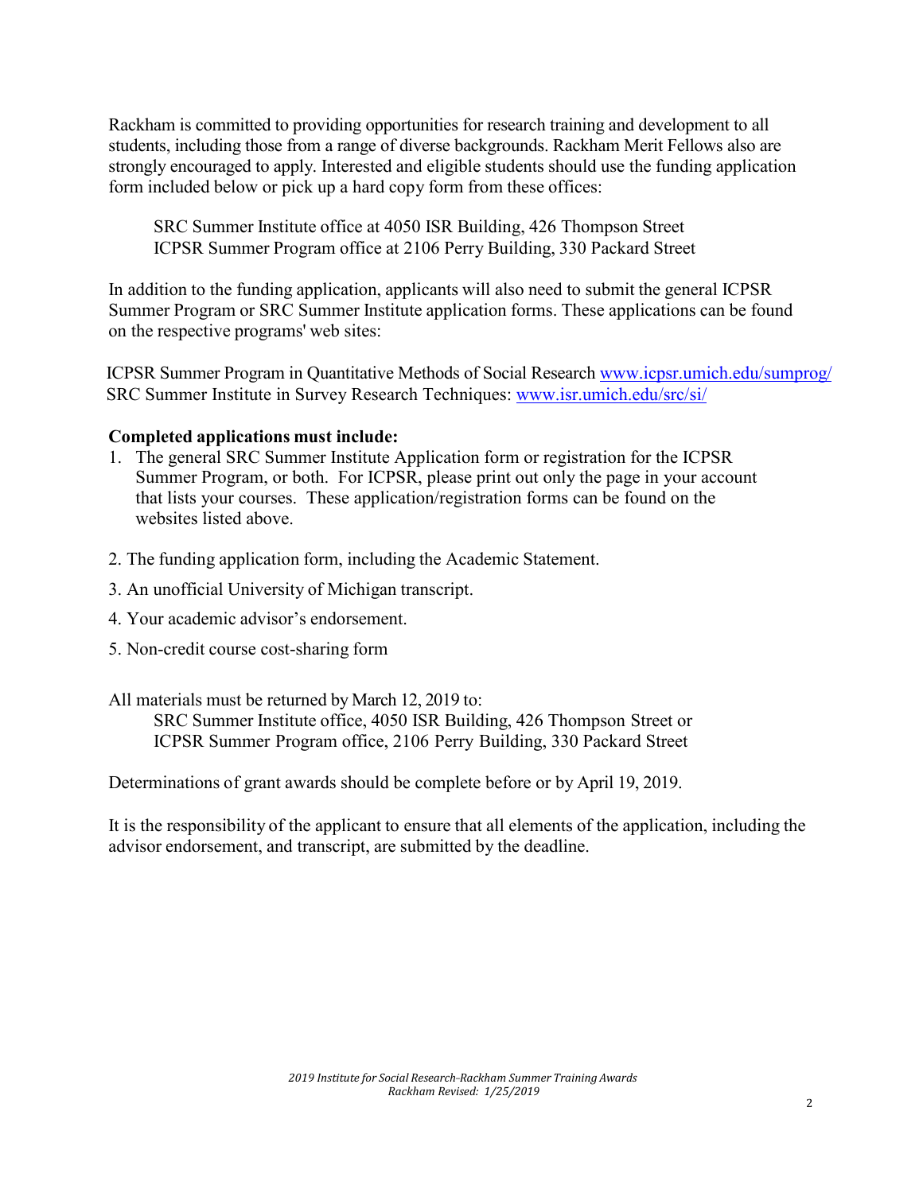Rackham is committed to providing opportunities for research training and development to all students, including those from a range of diverse backgrounds. Rackham Merit Fellows also are strongly encouraged to apply. Interested and eligible students should use the funding application form included below or pick up a hard copy form from these offices:

SRC Summer Institute office at 4050 ISR Building, 426 Thompson Street
ICPSR Summer Program office at 2106 Perry Building, 330 Packard Street

In addition to the funding application, applicants will also need to submit the general ICPSR Summer Program or SRC Summer Institute application forms. These applications can be found on the respective programs' web sites:

ICPSR Summer Program in Quantitative Methods of Social Research [www.icpsr.umich.edu/sumprog/](http://www.icpsr.umich.edu/sumprog/)
SRC Summer Institute in Survey Research Techniques: [www.isr.umich.edu/src/si/](http://www.isr.umich.edu/src/si/)

**Completed applications must include:**

1. The general SRC Summer Institute Application form or registration for the ICPSR Summer Program, or both. For ICPSR, please print out only the page in your account that lists your courses. These application/registration forms can be found on the websites listed above.
2. The funding application form, including the Academic Statement.
3. An unofficial University of Michigan transcript.
4. Your academic advisor's endorsement.
5. Non-credit course cost-sharing form

All materials must be returned by March 12, 2019 to:
SRC Summer Institute office, 4050 ISR Building, 426 Thompson Street or
ICPSR Summer Program office, 2106 Perry Building, 330 Packard Street

Determinations of grant awards should be complete before or by April 19, 2019.

It is the responsibility of the applicant to ensure that all elements of the application, including the advisor endorsement, and transcript, are submitted by the deadline.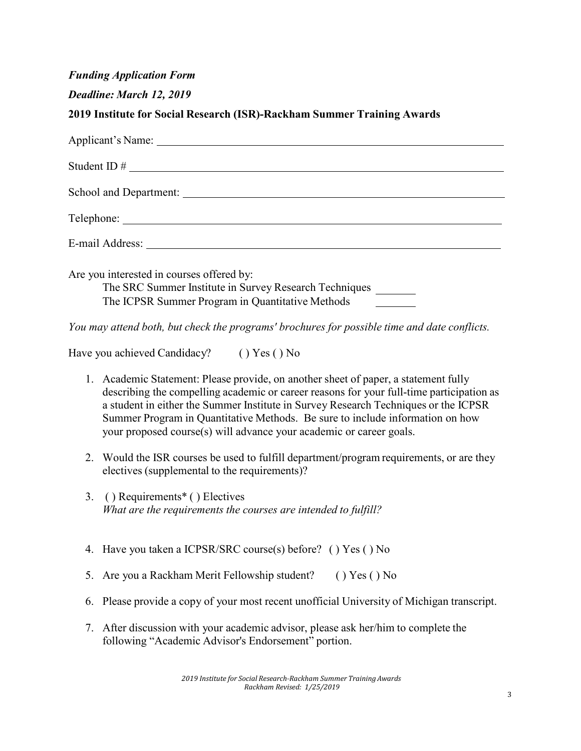*Funding Application Form*

*Deadline: March 12, 2019*

**2019 Institute for Social Research (ISR)-Rackham Summer Training Awards**

Applicant's Name: \_\_\_\_\_\_\_\_\_\_\_\_\_\_\_\_\_\_\_\_\_\_\_\_\_\_\_\_\_\_\_\_\_\_\_\_\_\_\_\_\_\_\_\_

Student ID # \_\_\_\_\_\_\_\_\_\_\_\_\_\_\_\_\_\_\_\_\_\_\_\_\_\_\_\_\_\_\_\_\_\_\_\_\_\_\_\_\_\_\_\_

School and Department: \_\_\_\_\_\_\_\_\_\_\_\_\_\_\_\_\_\_\_\_\_\_\_\_\_\_\_\_\_\_\_\_\_\_\_\_\_\_\_\_\_\_\_\_

Telephone: \_\_\_\_\_\_\_\_\_\_\_\_\_\_\_\_\_\_\_\_\_\_\_\_\_\_\_\_\_\_\_\_\_\_\_\_\_\_\_\_\_\_\_\_

E-mail Address: \_\_\_\_\_\_\_\_\_\_\_\_\_\_\_\_\_\_\_\_\_\_\_\_\_\_\_\_\_\_\_\_\_\_\_\_\_\_\_\_\_\_\_\_

Are you interested in courses offered by:

The SRC Summer Institute in Survey Research Techniques \_\_\_\_\_\_\_

The ICPSR Summer Program in Quantitative Methods \_\_\_\_\_\_\_

*You may attend both, but check the programs' brochures for possible time and date conflicts.*

Have you achieved Candidacy? ( ) Yes ( ) No

1. Academic Statement: Please provide, on another sheet of paper, a statement fully describing the compelling academic or career reasons for your full-time participation as a student in either the Summer Institute in Survey Research Techniques or the ICPSR Summer Program in Quantitative Methods. Be sure to include information on how your proposed course(s) will advance your academic or career goals.

2. Would the ISR courses be used to fulfill department/program requirements, or are they electives (supplemental to the requirements)?

3. ( ) Requirements* ( ) Electives
   *What are the requirements the courses are intended to fulfill?*

4. Have you taken a ICPSR/SRC course(s) before? ( ) Yes ( ) No

5. Are you a Rackham Merit Fellowship student? ( ) Yes ( ) No

6. Please provide a copy of your most recent unofficial University of Michigan transcript.

7. After discussion with your academic advisor, please ask her/him to complete the following "Academic Advisor's Endorsement" portion.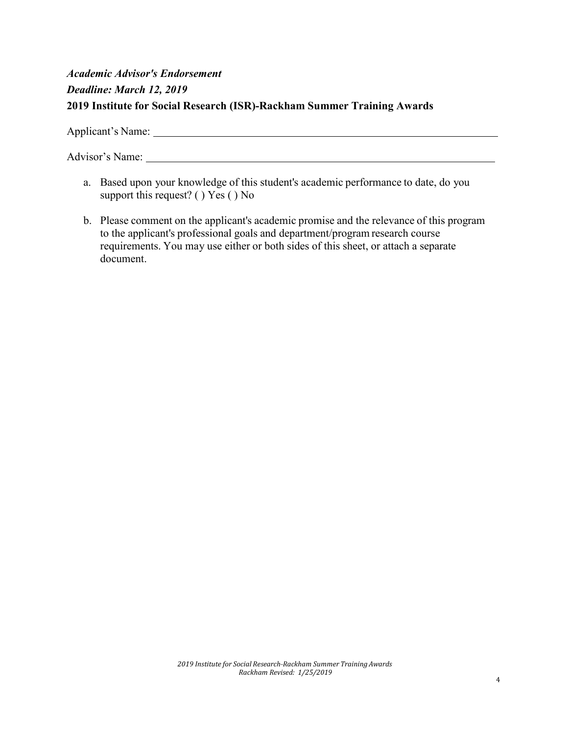***Academic Advisor's Endorsement***

***Deadline: March 12, 2019***

**2019 Institute for Social Research (ISR)-Rackham Summer Training Awards**

Applicant's Name: ______________________________________________

Advisor's Name: ______________________________________________

a. Based upon your knowledge of this student's academic performance to date, do you support this request? ( ) Yes ( ) No

b. Please comment on the applicant's academic promise and the relevance of this program to the applicant's professional goals and department/program research course requirements. You may use either or both sides of this sheet, or attach a separate document.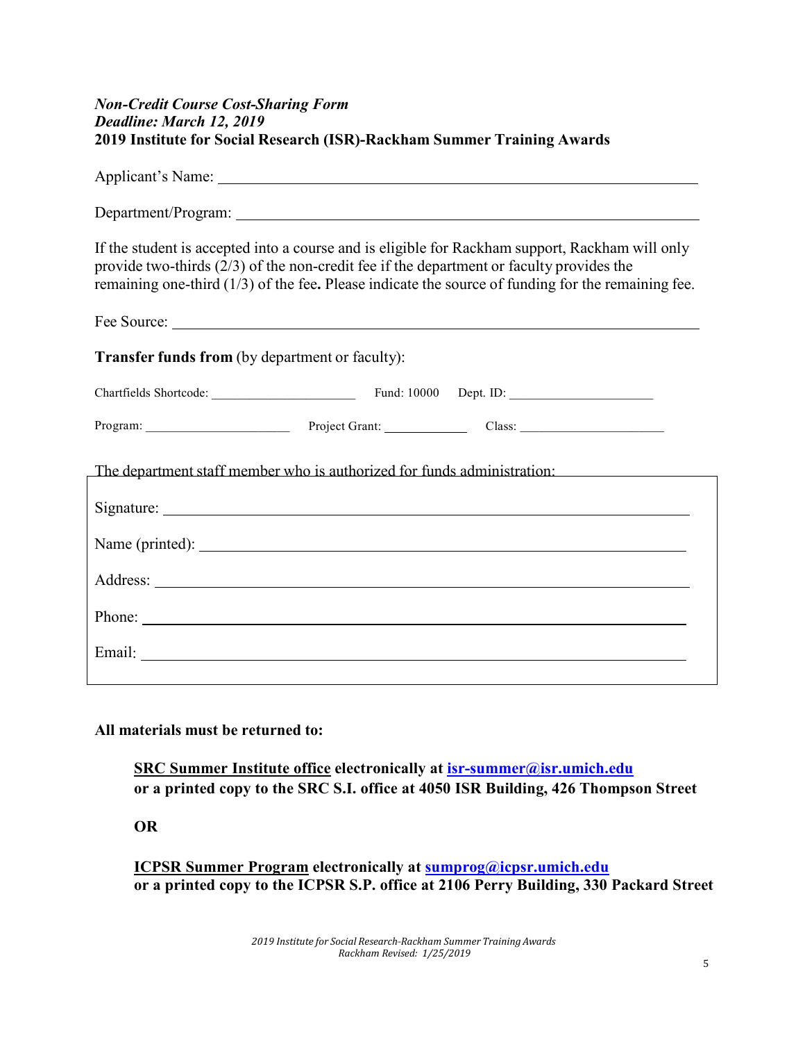*Non-Credit Course Cost-Sharing Form*
*Deadline: March 12, 2019*
**2019 Institute for Social Research (ISR)-Rackham Summer Training Awards**

Applicant's Name: ______________________________

Department/Program: ______________________________

If the student is accepted into a course and is eligible for Rackham support, Rackham will only provide two-thirds (2/3) of the non-credit fee if the department or faculty provides the remaining one-third (1/3) of the fee**.** Please indicate the source of funding for the remaining fee.

Fee Source: ______________________________

**Transfer funds from** (by department or faculty):

Chartfields Shortcode: ____________ Fund: 10000 Dept. ID: ____________

Program: ____________ Project Grant: ____________ Class: ____________

The department staff member who is authorized for funds administration:

Signature: ______________________________

Name (printed): ______________________________

Address: ______________________________

Phone: ______________________________

Email: ______________________________

**All materials must be returned to:**

**SRC Summer Institute office electronically at isr-summer@isr.umich.edu**
**or a printed copy to the SRC S.I. office at 4050 ISR Building, 426 Thompson Street**

**OR**

**ICPSR Summer Program electronically at sumprog@icpsr.umich.edu**
**or a printed copy to the ICPSR S.P. office at 2106 Perry Building, 330 Packard Street**